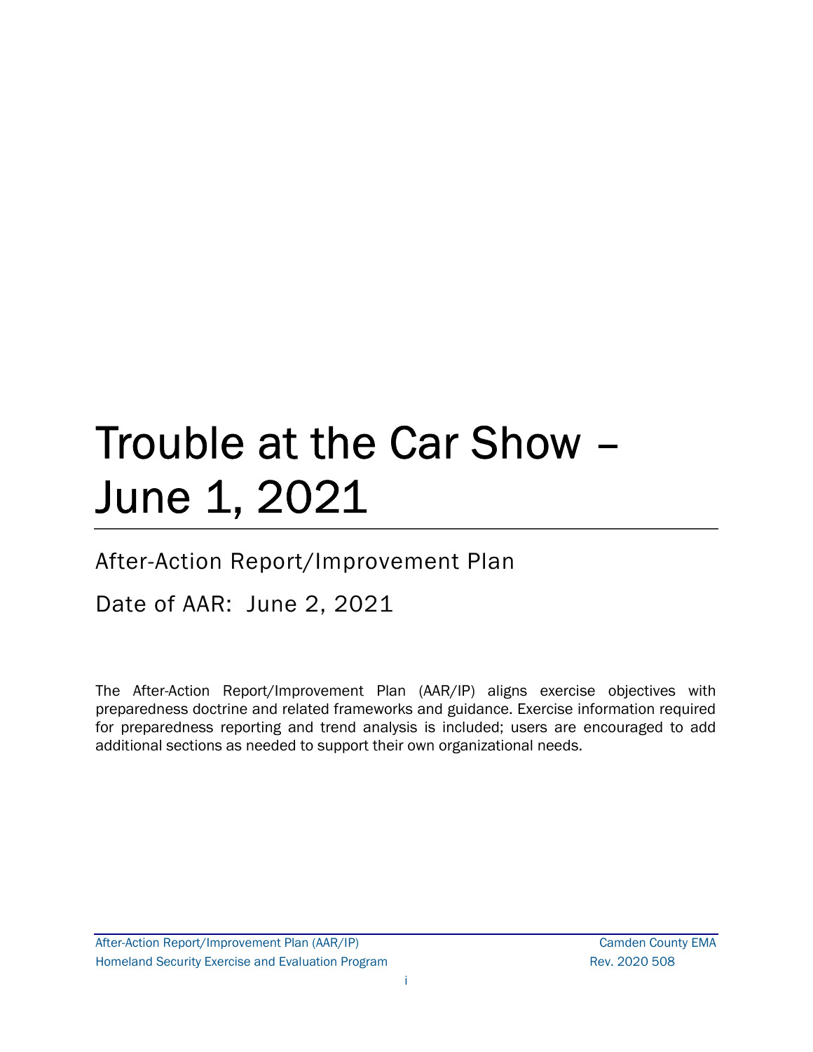# Trouble at the Car Show – June 1, 2021

## After-Action Report/Improvement Plan

## Date of AAR: June 2, 2021

The After-Action Report/Improvement Plan (AAR/IP) aligns exercise objectives with preparedness doctrine and related frameworks and guidance. Exercise information required for preparedness reporting and trend analysis is included; users are encouraged to add additional sections as needed to support their own organizational needs.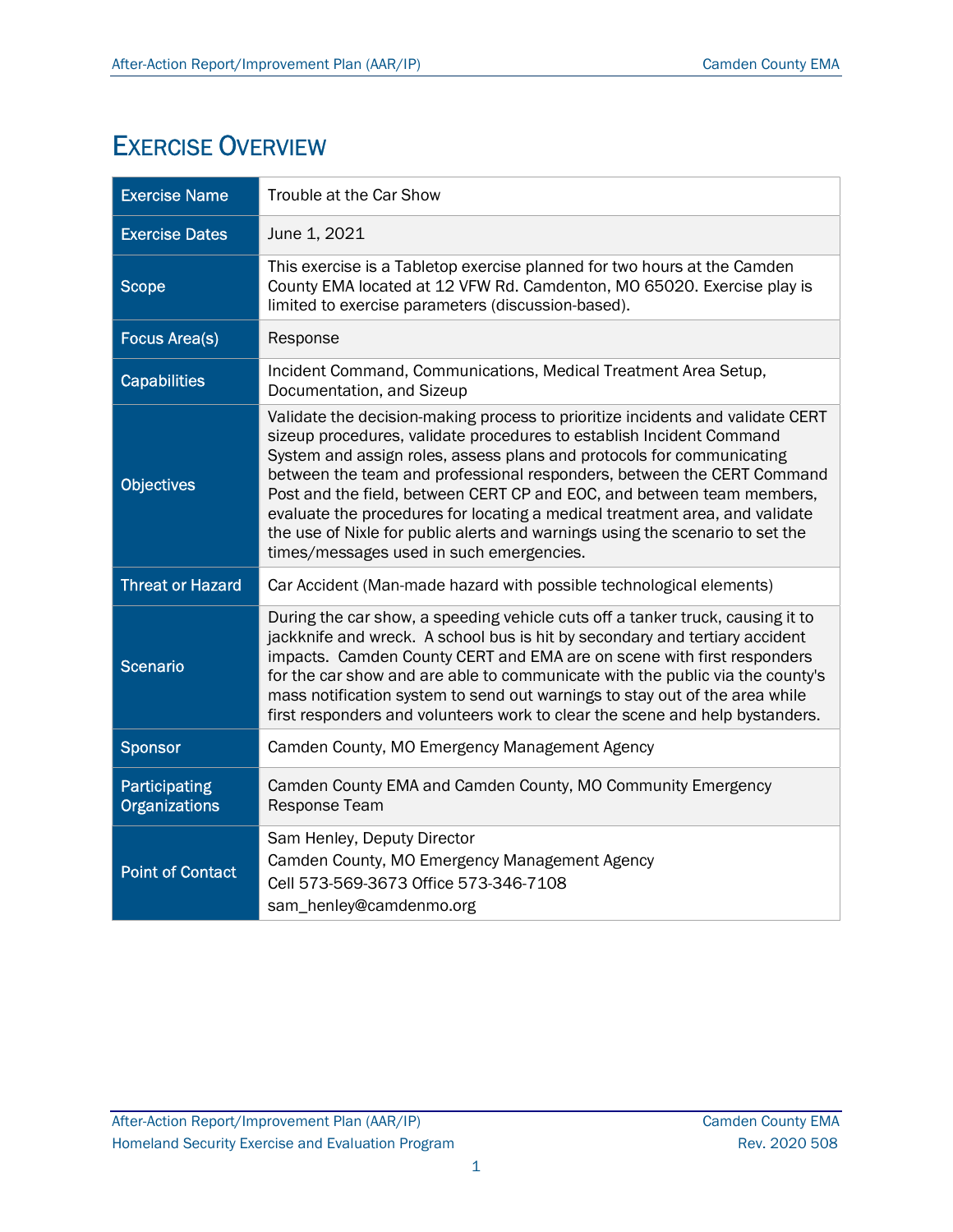# Exercise Overview

| | |
|---|---|
| Exercise Name | Trouble at the Car Show |
| Exercise Dates | June 1, 2021 |
| Scope | This exercise is a Tabletop exercise planned for two hours at the Camden County EMA located at 12 VFW Rd. Camdenton, MO 65020. Exercise play is limited to exercise parameters (discussion-based). |
| Focus Area(s) | Response |
| Capabilities | Incident Command, Communications, Medical Treatment Area Setup, Documentation, and Sizeup |
| Objectives | Validate the decision-making process to prioritize incidents and validate CERT sizeup procedures, validate procedures to establish Incident Command System and assign roles, assess plans and protocols for communicating between the team and professional responders, between the CERT Command Post and the field, between CERT CP and EOC, and between team members, evaluate the procedures for locating a medical treatment area, and validate the use of Nixle for public alerts and warnings using the scenario to set the times/messages used in such emergencies. |
| Threat or Hazard | Car Accident (Man-made hazard with possible technological elements) |
| Scenario | During the car show, a speeding vehicle cuts off a tanker truck, causing it to jackknife and wreck. A school bus is hit by secondary and tertiary accident impacts. Camden County CERT and EMA are on scene with first responders for the car show and are able to communicate with the public via the county's mass notification system to send out warnings to stay out of the area while first responders and volunteers work to clear the scene and help bystanders. |
| Sponsor | Camden County, MO Emergency Management Agency |
| Participating Organizations | Camden County EMA and Camden County, MO Community Emergency Response Team |
| Point of Contact | Sam Henley, Deputy Director<br>Camden County, MO Emergency Management Agency<br>Cell 573-569-3673 Office 573-346-7108<br>sam_henley@camdenmo.org |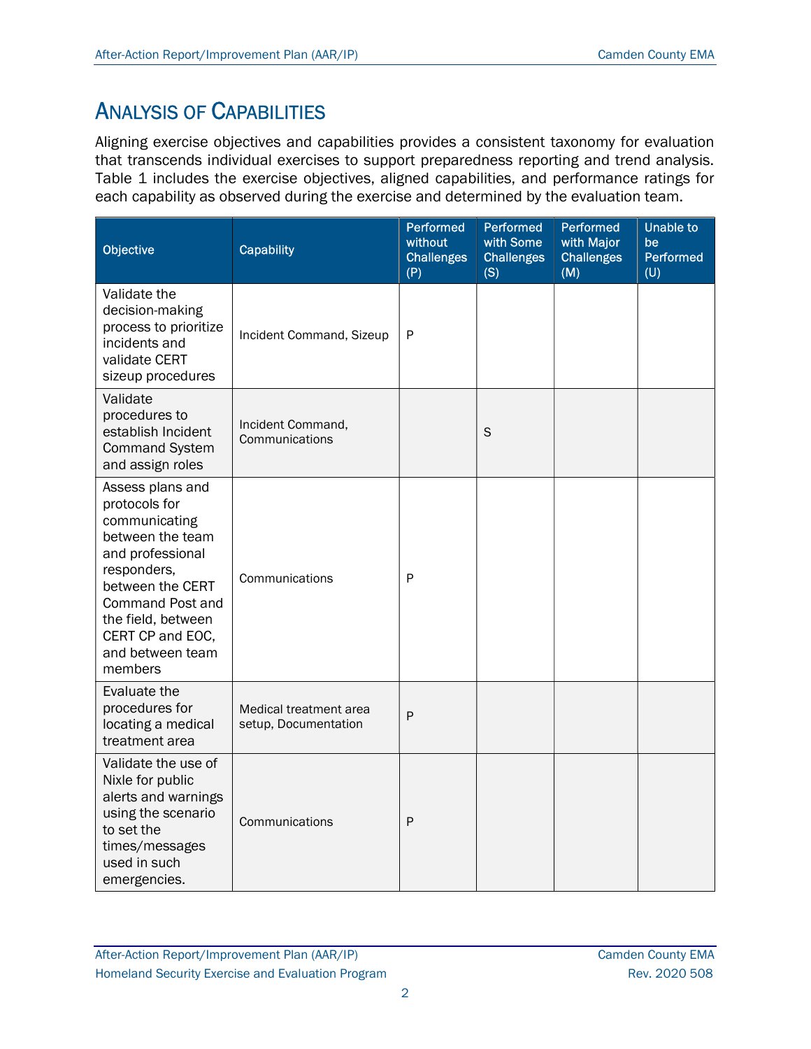## Analysis of Capabilities

Aligning exercise objectives and capabilities provides a consistent taxonomy for evaluation that transcends individual exercises to support preparedness reporting and trend analysis. Table 1 includes the exercise objectives, aligned capabilities, and performance ratings for each capability as observed during the exercise and determined by the evaluation team.

| Objective | Capability | Performed without Challenges (P) | Performed with Some Challenges (S) | Performed with Major Challenges (M) | Unable to be Performed (U) |
|---|---|---|---|---|---|
| Validate the decision-making process to prioritize incidents and validate CERT sizeup procedures | Incident Command, Sizeup | P | | | |
| Validate procedures to establish Incident Command System and assign roles | Incident Command, Communications | | S | | |
| Assess plans and protocols for communicating between the team and professional responders, between the CERT Command Post and the field, between CERT CP and EOC, and between team members | Communications | P | | | |
| Evaluate the procedures for locating a medical treatment area | Medical treatment area setup, Documentation | P | | | |
| Validate the use of Nixle for public alerts and warnings using the scenario to set the times/messages used in such emergencies. | Communications | P | | | |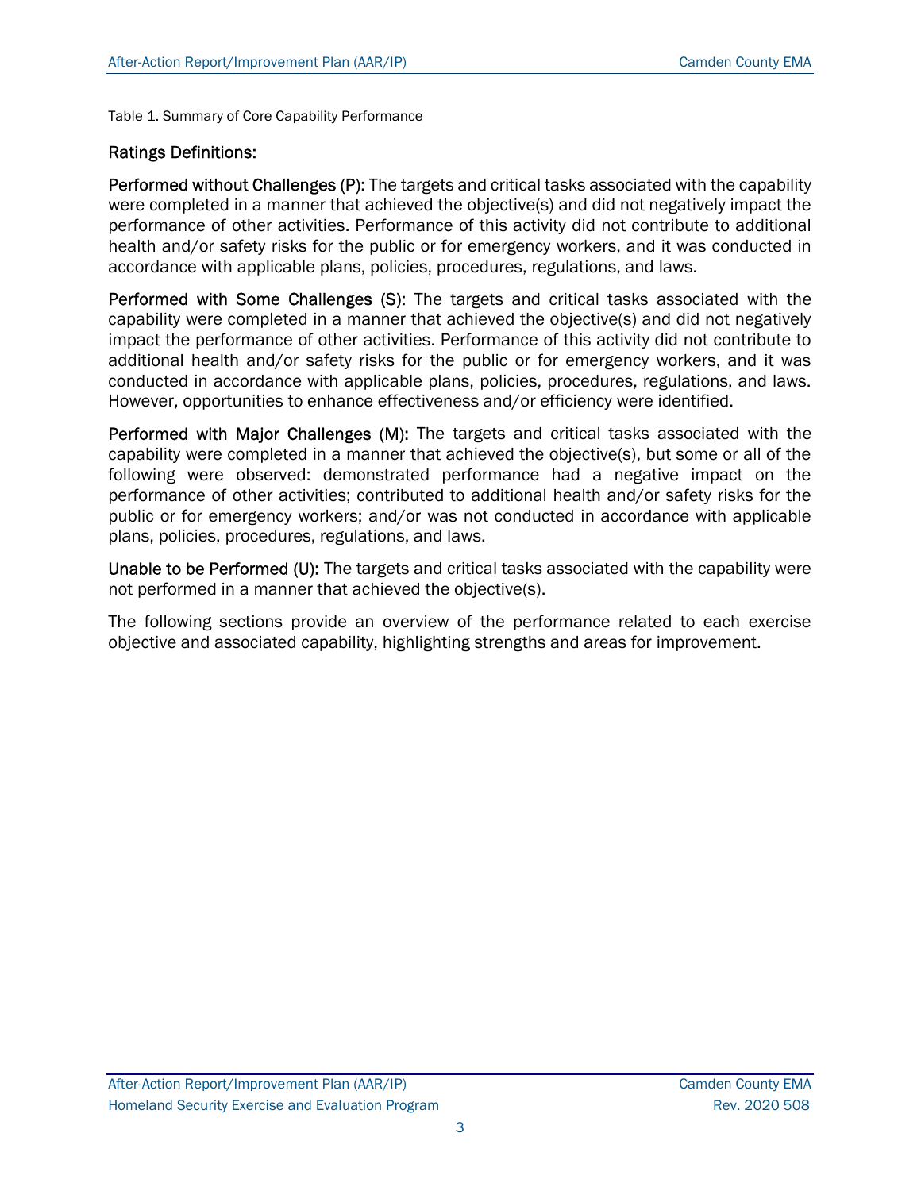Table 1. Summary of Core Capability Performance

### Ratings Definitions:

**Performed without Challenges (P):** The targets and critical tasks associated with the capability were completed in a manner that achieved the objective(s) and did not negatively impact the performance of other activities. Performance of this activity did not contribute to additional health and/or safety risks for the public or for emergency workers, and it was conducted in accordance with applicable plans, policies, procedures, regulations, and laws.

**Performed with Some Challenges (S):** The targets and critical tasks associated with the capability were completed in a manner that achieved the objective(s) and did not negatively impact the performance of other activities. Performance of this activity did not contribute to additional health and/or safety risks for the public or for emergency workers, and it was conducted in accordance with applicable plans, policies, procedures, regulations, and laws. However, opportunities to enhance effectiveness and/or efficiency were identified.

**Performed with Major Challenges (M):** The targets and critical tasks associated with the capability were completed in a manner that achieved the objective(s), but some or all of the following were observed: demonstrated performance had a negative impact on the performance of other activities; contributed to additional health and/or safety risks for the public or for emergency workers; and/or was not conducted in accordance with applicable plans, policies, procedures, regulations, and laws.

**Unable to be Performed (U):** The targets and critical tasks associated with the capability were not performed in a manner that achieved the objective(s).

The following sections provide an overview of the performance related to each exercise objective and associated capability, highlighting strengths and areas for improvement.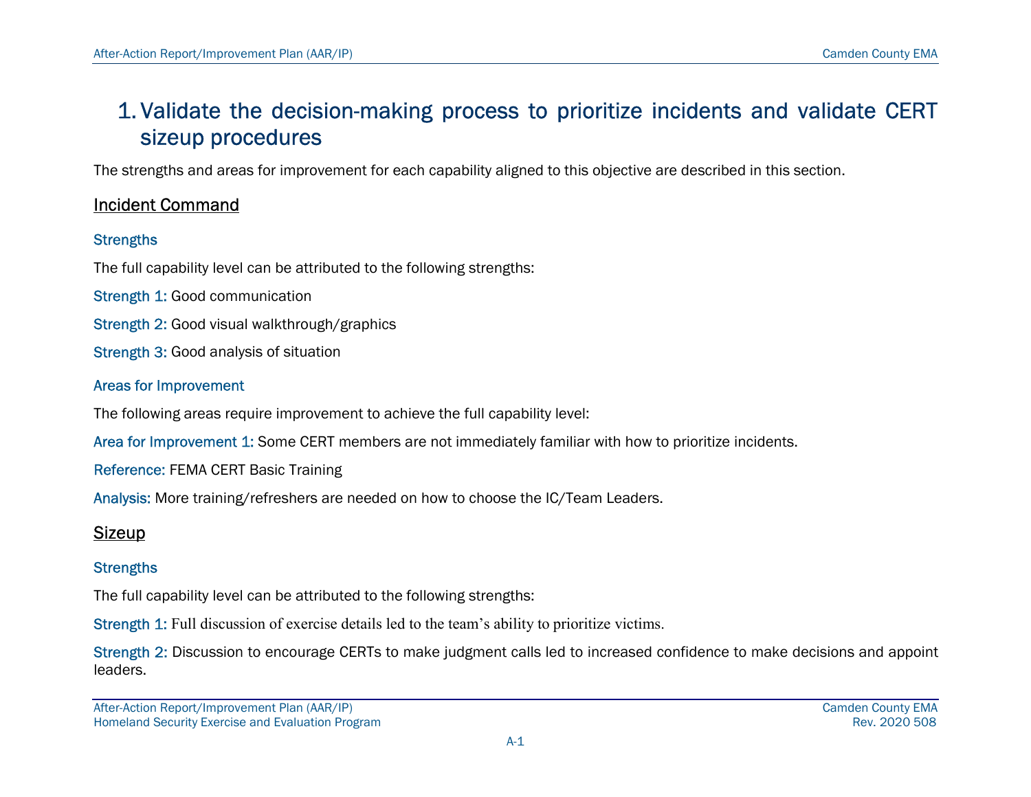# 1. Validate the decision-making process to prioritize incidents and validate CERT sizeup procedures

The strengths and areas for improvement for each capability aligned to this objective are described in this section.

## Incident Command

### Strengths

The full capability level can be attributed to the following strengths:

**Strength 1:** Good communication

**Strength 2:** Good visual walkthrough/graphics

**Strength 3:** Good analysis of situation

### Areas for Improvement

The following areas require improvement to achieve the full capability level:

**Area for Improvement 1:** Some CERT members are not immediately familiar with how to prioritize incidents.

**Reference:** FEMA CERT Basic Training

**Analysis:** More training/refreshers are needed on how to choose the IC/Team Leaders.

## Sizeup

### Strengths

The full capability level can be attributed to the following strengths:

**Strength 1:** Full discussion of exercise details led to the team's ability to prioritize victims.

**Strength 2:** Discussion to encourage CERTs to make judgment calls led to increased confidence to make decisions and appoint leaders.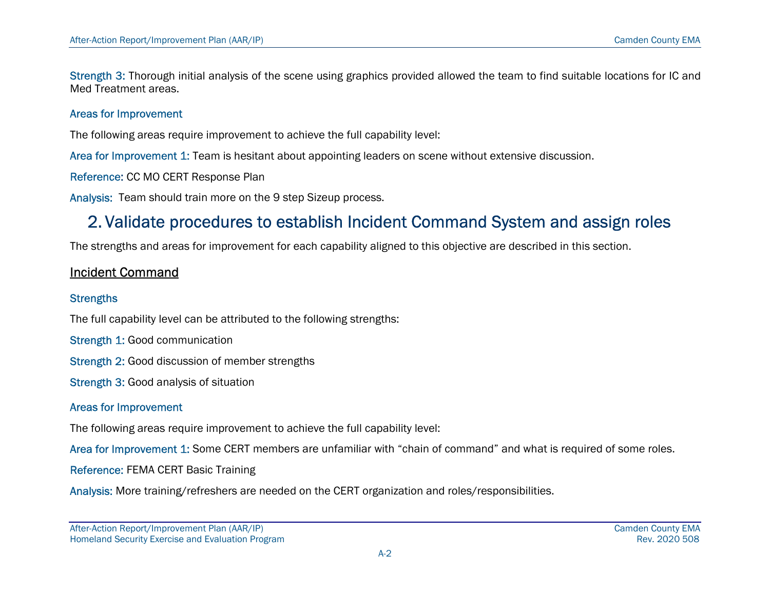Strength 3: Thorough initial analysis of the scene using graphics provided allowed the team to find suitable locations for IC and Med Treatment areas.

### Areas for Improvement

The following areas require improvement to achieve the full capability level:

Area for Improvement 1: Team is hesitant about appointing leaders on scene without extensive discussion.

Reference: CC MO CERT Response Plan

Analysis: Team should train more on the 9 step Sizeup process.

## 2. Validate procedures to establish Incident Command System and assign roles

The strengths and areas for improvement for each capability aligned to this objective are described in this section.

### Incident Command

#### Strengths

The full capability level can be attributed to the following strengths:

Strength 1: Good communication

Strength 2: Good discussion of member strengths

Strength 3: Good analysis of situation

#### Areas for Improvement

The following areas require improvement to achieve the full capability level:

Area for Improvement 1: Some CERT members are unfamiliar with “chain of command” and what is required of some roles.

Reference: FEMA CERT Basic Training

Analysis: More training/refreshers are needed on the CERT organization and roles/responsibilities.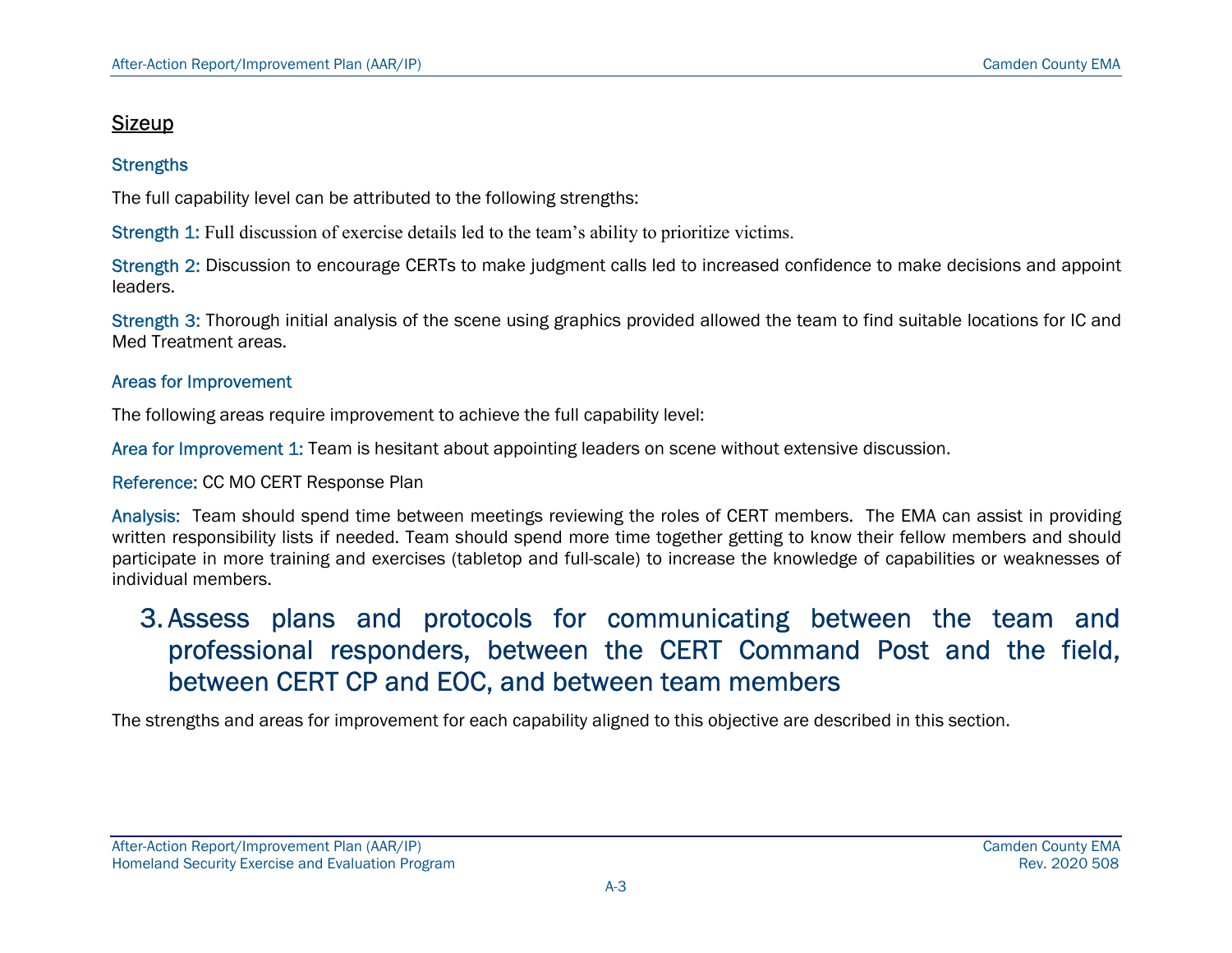## Sizeup

### Strengths

The full capability level can be attributed to the following strengths:

Strength 1: Full discussion of exercise details led to the team's ability to prioritize victims.

Strength 2: Discussion to encourage CERTs to make judgment calls led to increased confidence to make decisions and appoint leaders.

Strength 3: Thorough initial analysis of the scene using graphics provided allowed the team to find suitable locations for IC and Med Treatment areas.

### Areas for Improvement

The following areas require improvement to achieve the full capability level:

Area for Improvement 1: Team is hesitant about appointing leaders on scene without extensive discussion.

Reference: CC MO CERT Response Plan

Analysis: Team should spend time between meetings reviewing the roles of CERT members. The EMA can assist in providing written responsibility lists if needed. Team should spend more time together getting to know their fellow members and should participate in more training and exercises (tabletop and full-scale) to increase the knowledge of capabilities or weaknesses of individual members.

# 3. Assess plans and protocols for communicating between the team and professional responders, between the CERT Command Post and the field, between CERT CP and EOC, and between team members

The strengths and areas for improvement for each capability aligned to this objective are described in this section.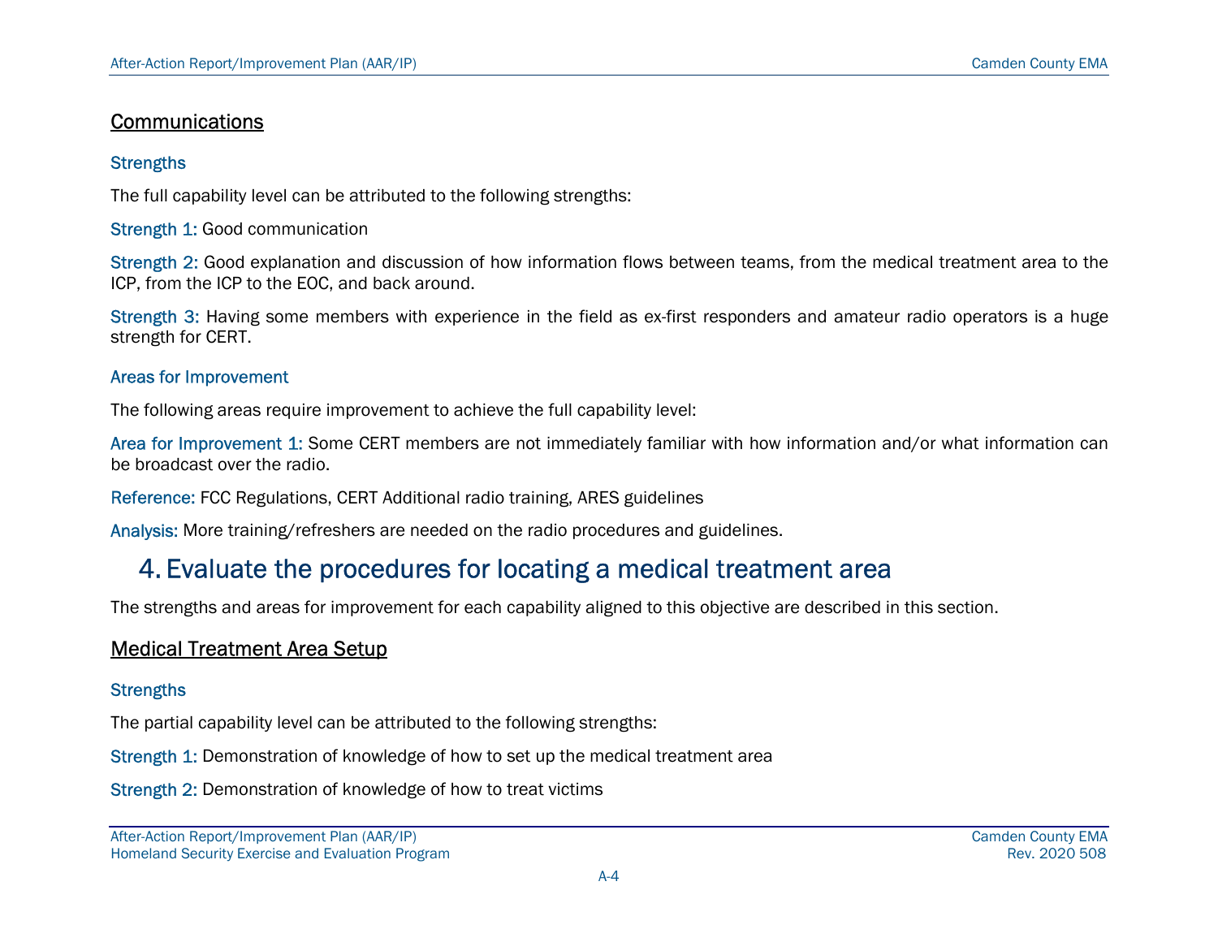## Communications

### Strengths

The full capability level can be attributed to the following strengths:

Strength 1: Good communication

Strength 2: Good explanation and discussion of how information flows between teams, from the medical treatment area to the ICP, from the ICP to the EOC, and back around.

Strength 3: Having some members with experience in the field as ex-first responders and amateur radio operators is a huge strength for CERT.

### Areas for Improvement

The following areas require improvement to achieve the full capability level:

Area for Improvement 1: Some CERT members are not immediately familiar with how information and/or what information can be broadcast over the radio.

Reference: FCC Regulations, CERT Additional radio training, ARES guidelines

Analysis: More training/refreshers are needed on the radio procedures and guidelines.

# 4. Evaluate the procedures for locating a medical treatment area

The strengths and areas for improvement for each capability aligned to this objective are described in this section.

## Medical Treatment Area Setup

### Strengths

The partial capability level can be attributed to the following strengths:

Strength 1: Demonstration of knowledge of how to set up the medical treatment area

Strength 2: Demonstration of knowledge of how to treat victims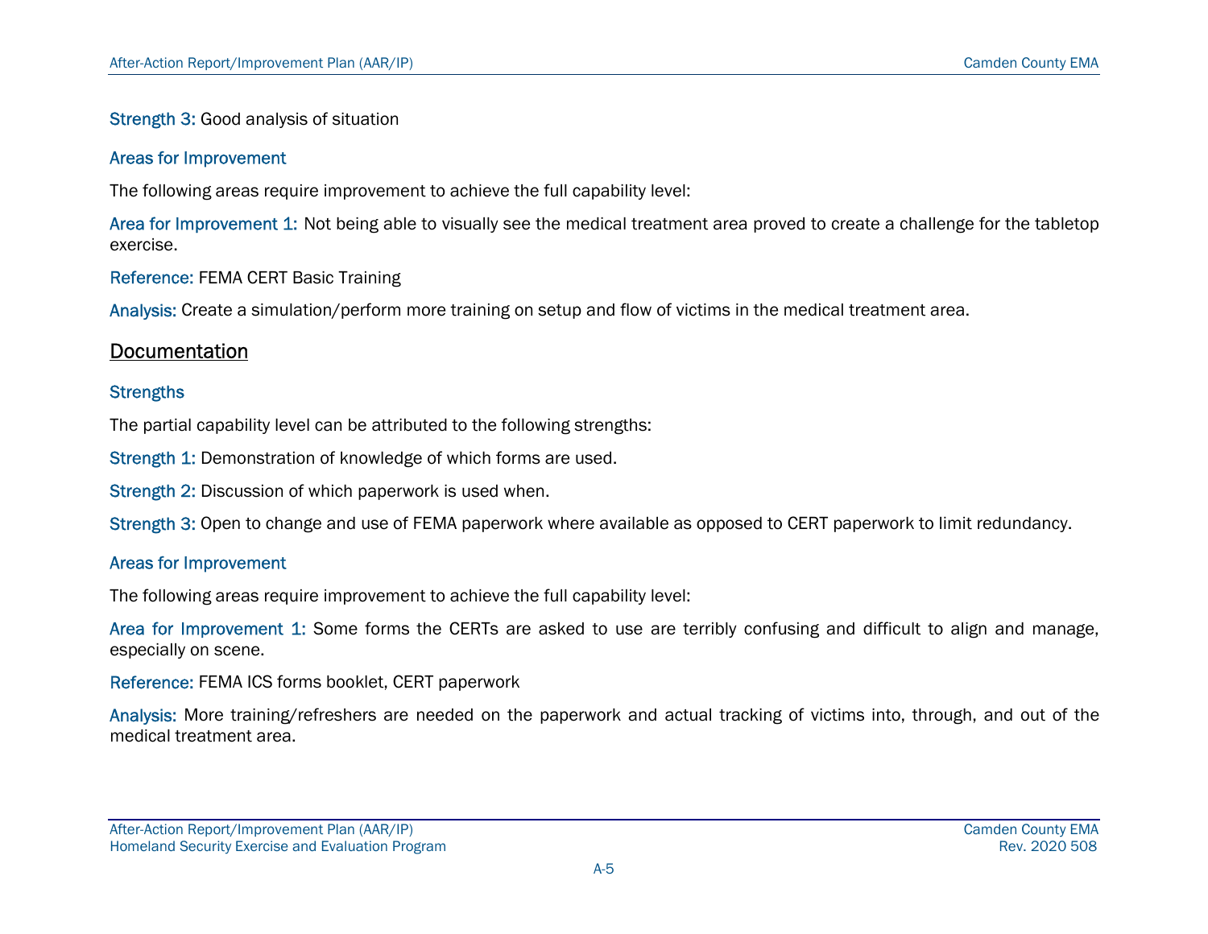**Strength 3:** Good analysis of situation

### Areas for Improvement

The following areas require improvement to achieve the full capability level:

**Area for Improvement 1:** Not being able to visually see the medical treatment area proved to create a challenge for the tabletop exercise.

**Reference:** FEMA CERT Basic Training

**Analysis:** Create a simulation/perform more training on setup and flow of victims in the medical treatment area.

## Documentation

### Strengths

The partial capability level can be attributed to the following strengths:

**Strength 1:** Demonstration of knowledge of which forms are used.

**Strength 2:** Discussion of which paperwork is used when.

**Strength 3:** Open to change and use of FEMA paperwork where available as opposed to CERT paperwork to limit redundancy.

### Areas for Improvement

The following areas require improvement to achieve the full capability level:

**Area for Improvement 1:** Some forms the CERTs are asked to use are terribly confusing and difficult to align and manage, especially on scene.

**Reference:** FEMA ICS forms booklet, CERT paperwork

**Analysis:** More training/refreshers are needed on the paperwork and actual tracking of victims into, through, and out of the medical treatment area.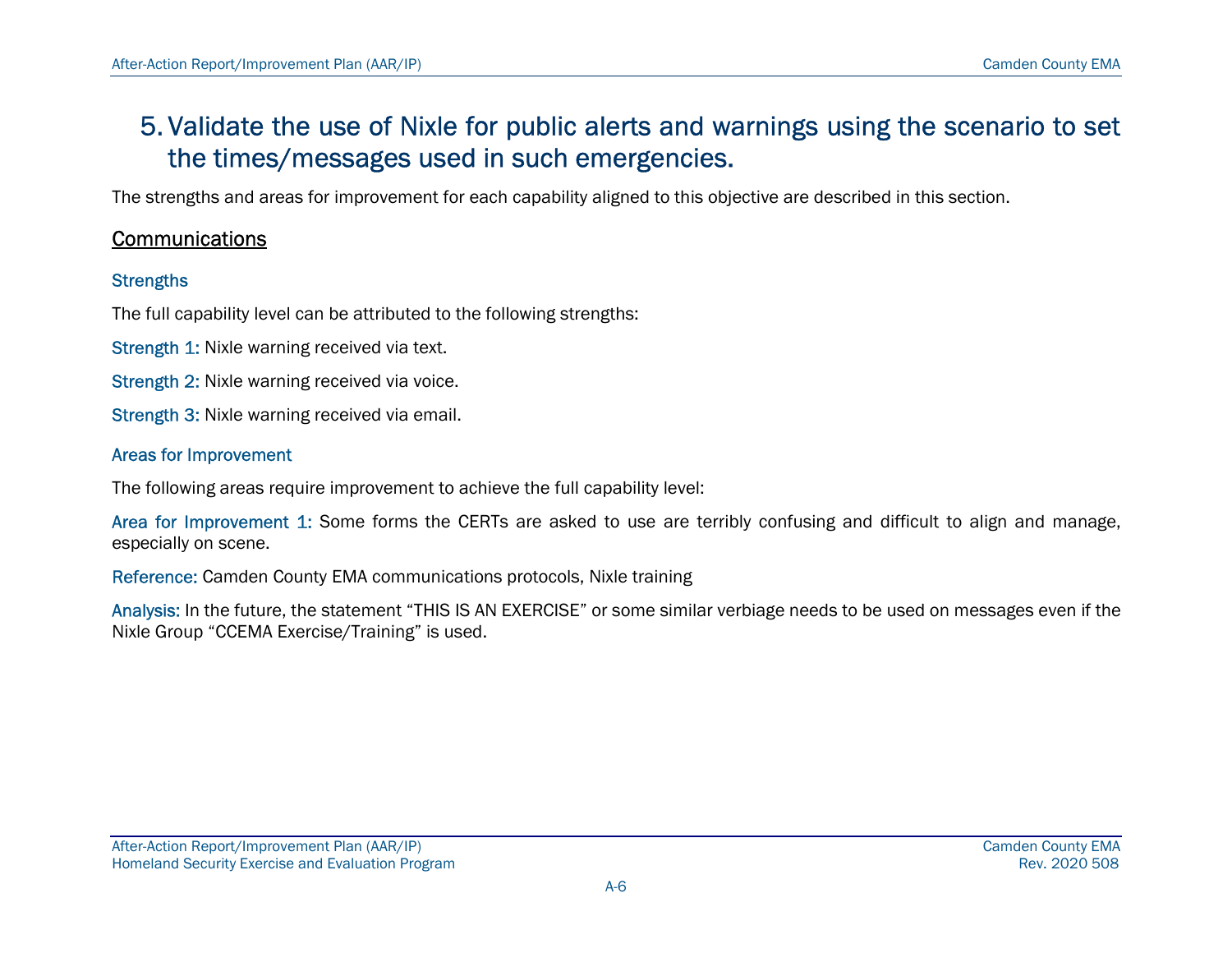# 5. Validate the use of Nixle for public alerts and warnings using the scenario to set the times/messages used in such emergencies.

The strengths and areas for improvement for each capability aligned to this objective are described in this section.

## Communications

### Strengths

The full capability level can be attributed to the following strengths:

**Strength 1:** Nixle warning received via text.

**Strength 2:** Nixle warning received via voice.

**Strength 3:** Nixle warning received via email.

### Areas for Improvement

The following areas require improvement to achieve the full capability level:

**Area for Improvement 1:** Some forms the CERTs are asked to use are terribly confusing and difficult to align and manage, especially on scene.

**Reference:** Camden County EMA communications protocols, Nixle training

**Analysis:** In the future, the statement "THIS IS AN EXERCISE" or some similar verbiage needs to be used on messages even if the Nixle Group "CCEMA Exercise/Training" is used.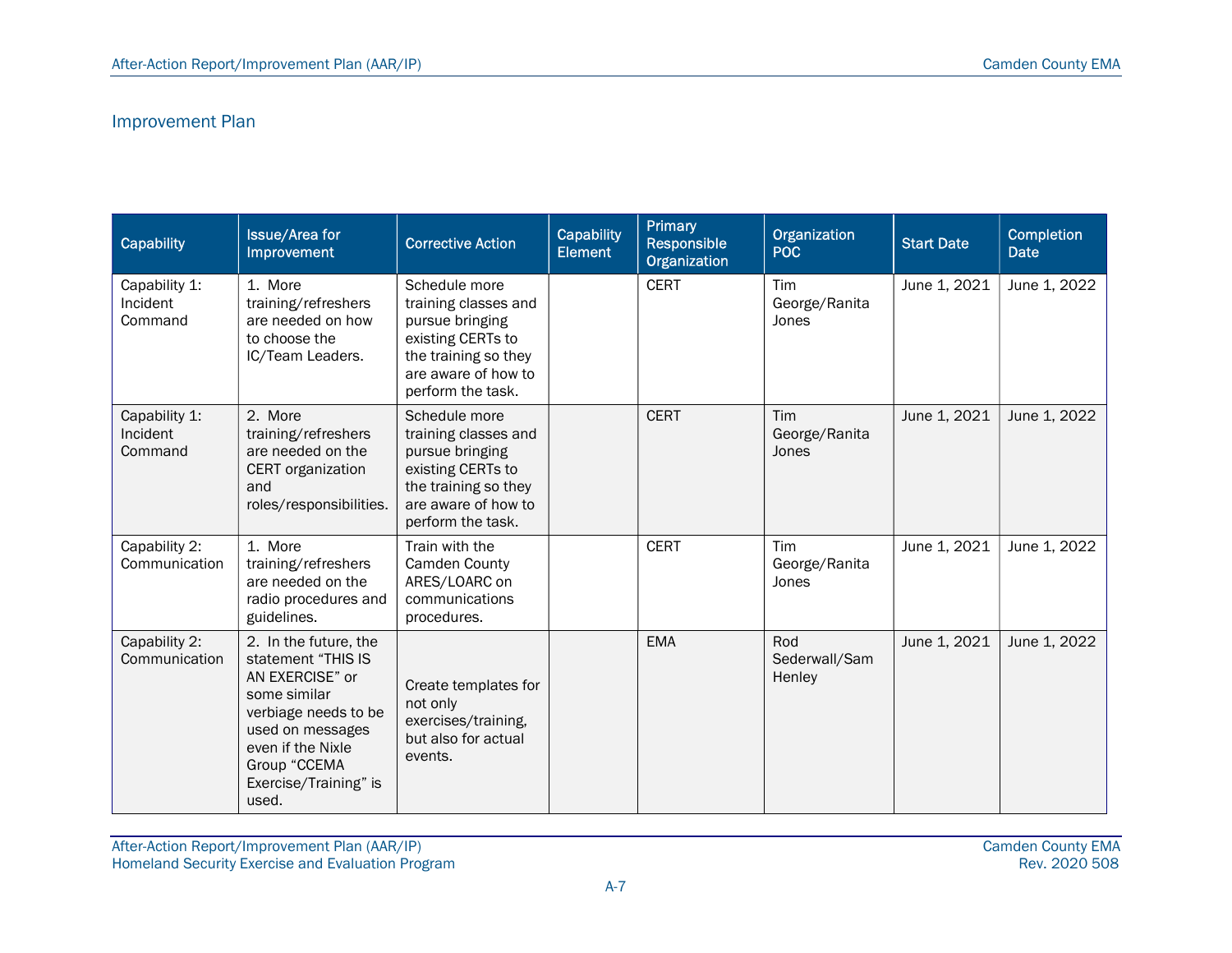## Improvement Plan

| Capability | Issue/Area for Improvement | Corrective Action | Capability Element | Primary Responsible Organization | Organization POC | Start Date | Completion Date |
|---|---|---|---|---|---|---|---|
| Capability 1: Incident Command | 1. More training/refreshers are needed on how to choose the IC/Team Leaders. | Schedule more training classes and pursue bringing existing CERTs to the training so they are aware of how to perform the task. | | CERT | Tim George/Ranita Jones | June 1, 2021 | June 1, 2022 |
| Capability 1: Incident Command | 2. More training/refreshers are needed on the CERT organization and roles/responsibilities. | Schedule more training classes and pursue bringing existing CERTs to the training so they are aware of how to perform the task. | | CERT | Tim George/Ranita Jones | June 1, 2021 | June 1, 2022 |
| Capability 2: Communication | 1. More training/refreshers are needed on the radio procedures and guidelines. | Train with the Camden County ARES/LOARC on communications procedures. | | CERT | Tim George/Ranita Jones | June 1, 2021 | June 1, 2022 |
| Capability 2: Communication | 2. In the future, the statement "THIS IS AN EXERCISE" or some similar verbiage needs to be used on messages even if the Nixle Group "CCEMA Exercise/Training" is used. | Create templates for not only exercises/training, but also for actual events. | | EMA | Rod Sederwall/Sam Henley | June 1, 2021 | June 1, 2022 |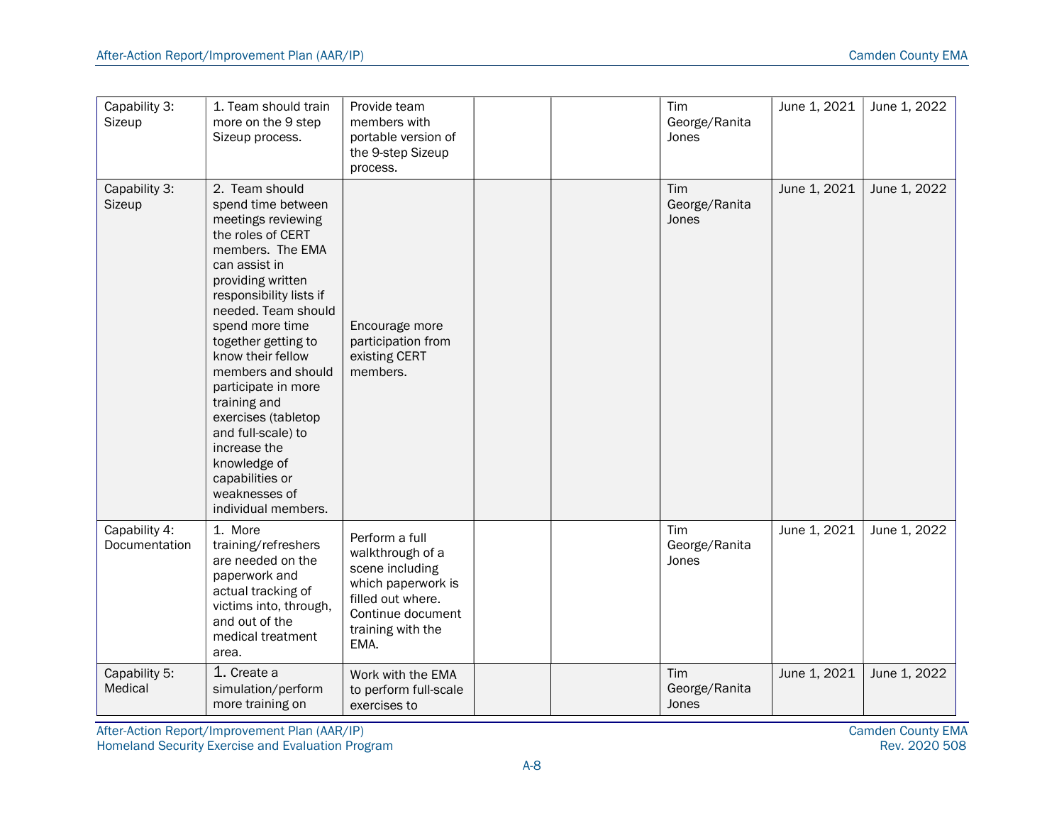| | | | | | | | |
|---|---|---|---|---|---|---|---|
| Capability 3: Sizeup | 1. Team should train more on the 9 step Sizeup process. | Provide team members with portable version of the 9-step Sizeup process. | | | Tim George/Ranita Jones | June 1, 2021 | June 1, 2022 |
| Capability 3: Sizeup | 2. Team should spend time between meetings reviewing the roles of CERT members. The EMA can assist in providing written responsibility lists if needed. Team should spend more time together getting to know their fellow members and should participate in more training and exercises (tabletop and full-scale) to increase the knowledge of capabilities or weaknesses of individual members. | Encourage more participation from existing CERT members. | | | Tim George/Ranita Jones | June 1, 2021 | June 1, 2022 |
| Capability 4: Documentation | 1. More training/refreshers are needed on the paperwork and actual tracking of victims into, through, and out of the medical treatment area. | Perform a full walkthrough of a scene including which paperwork is filled out where. Continue document training with the EMA. | | | Tim George/Ranita Jones | June 1, 2021 | June 1, 2022 |
| Capability 5: Medical | 1. Create a simulation/perform more training on | Work with the EMA to perform full-scale exercises to | | | Tim George/Ranita Jones | June 1, 2021 | June 1, 2022 |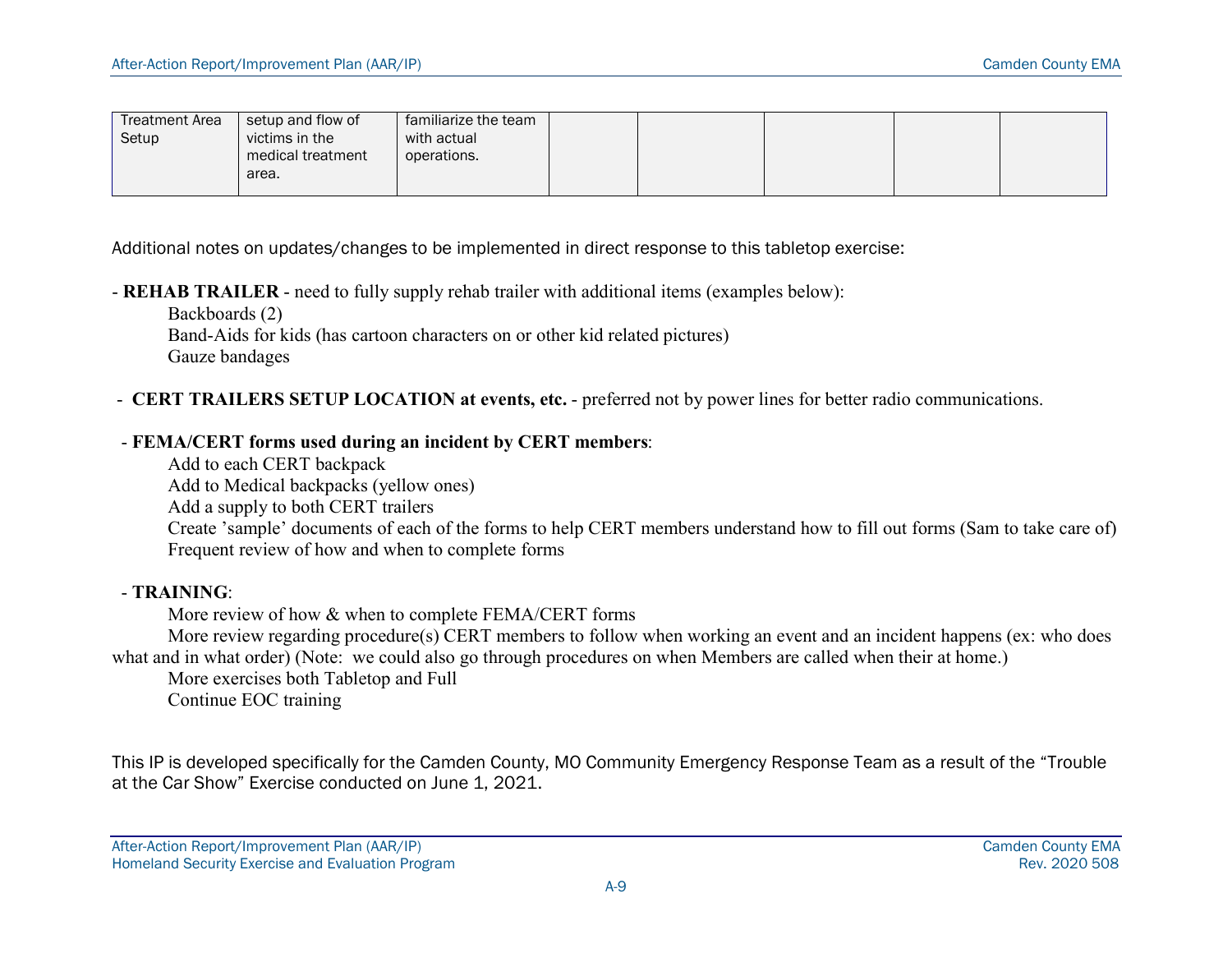| Treatment Area Setup | setup and flow of victims in the medical treatment area. | familiarize the team with actual operations. | | | | | |
|---|---|---|---|---|---|---|---|

Additional notes on updates/changes to be implemented in direct response to this tabletop exercise:

- **REHAB TRAILER** - need to fully supply rehab trailer with additional items (examples below):
  - Backboards (2)
  - Band-Aids for kids (has cartoon characters on or other kid related pictures)
  - Gauze bandages

- **CERT TRAILERS SETUP LOCATION at events, etc.** - preferred not by power lines for better radio communications.

- **FEMA/CERT forms used during an incident by CERT members**:
  - Add to each CERT backpack
  - Add to Medical backpacks (yellow ones)
  - Add a supply to both CERT trailers
  - Create 'sample' documents of each of the forms to help CERT members understand how to fill out forms (Sam to take care of)
  - Frequent review of how and when to complete forms

- **TRAINING**:
  - More review of how & when to complete FEMA/CERT forms
  - More review regarding procedure(s) CERT members to follow when working an event and an incident happens (ex: who does what and in what order) (Note: we could also go through procedures on when Members are called when their at home.)
  - More exercises both Tabletop and Full
  - Continue EOC training

This IP is developed specifically for the Camden County, MO Community Emergency Response Team as a result of the "Trouble at the Car Show" Exercise conducted on June 1, 2021.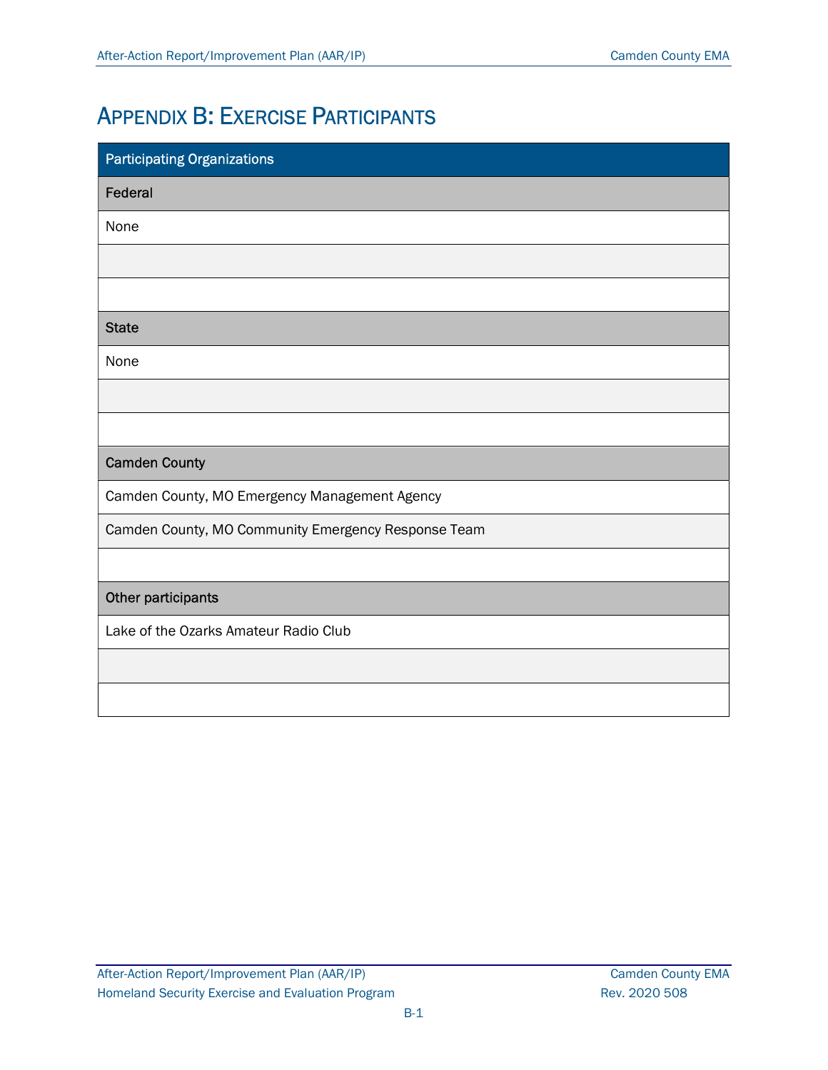# Appendix B: Exercise Participants

| Participating Organizations |
| --- |
| **Federal** |
| None |
| |
| |
| **State** |
| None |
| |
| |
| **Camden County** |
| Camden County, MO Emergency Management Agency |
| Camden County, MO Community Emergency Response Team |
| |
| **Other participants** |
| Lake of the Ozarks Amateur Radio Club |
| |
| |